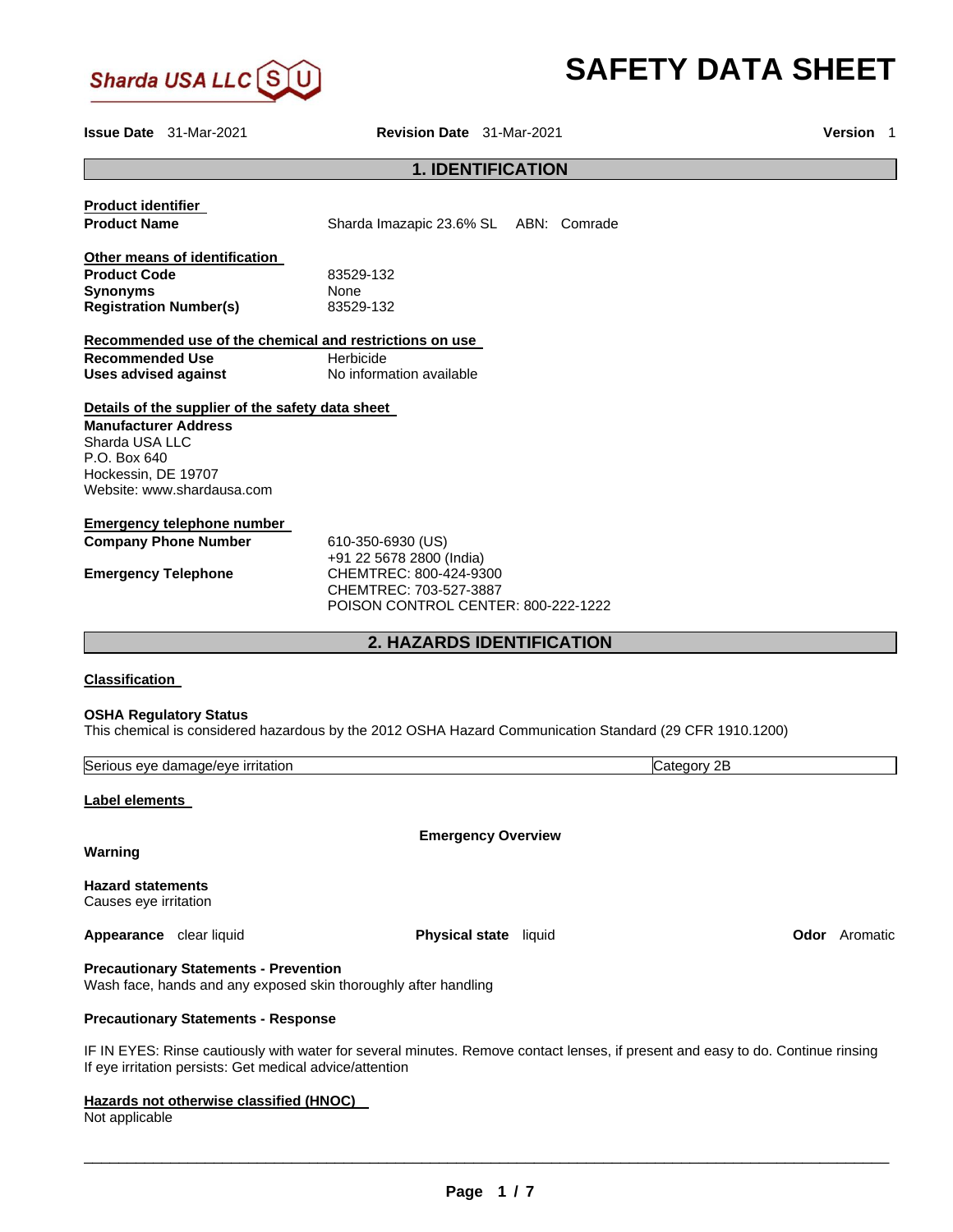Sharda USA LLC

# SAFETY DATA SHEET

**Issue Date** 31-Mar-2021 **Revision Date** 31-Mar-2021 **Version** 1

## 1. IDENTIFICATION

**Product identifier**

| | |
|---|---|
| **Product Name** | Sharda Imazapic 23.6% SL ABN: Comrade |

**Other means of identification**

| | |
|---|---|
| **Product Code** | 83529-132 |
| **Synonyms** | None |
| **Registration Number(s)** | 83529-132 |

**Recommended use of the chemical and restrictions on use**

| | |
|---|---|
| **Recommended Use** | Herbicide |
| **Uses advised against** | No information available |

**Details of the supplier of the safety data sheet**

**Manufacturer Address**
Sharda USA LLC
P.O. Box 640
Hockessin, DE 19707
Website: www.shardausa.com

**Emergency telephone number**

| | |
|---|---|
| **Company Phone Number** | 610-350-6930 (US)<br>+91 22 5678 2800 (India) |
| **Emergency Telephone** | CHEMTREC: 800-424-9300<br>CHEMTREC: 703-527-3887<br>POISON CONTROL CENTER: 800-222-1222 |

## 2. HAZARDS IDENTIFICATION

**Classification**

**OSHA Regulatory Status**
This chemical is considered hazardous by the 2012 OSHA Hazard Communication Standard (29 CFR 1910.1200)

| | |
|---|---|
| Serious eye damage/eye irritation | Category 2B |

**Label elements**

**Emergency Overview**

**Warning**

**Hazard statements**
Causes eye irritation

**Appearance** clear liquid **Physical state** liquid **Odor** Aromatic

**Precautionary Statements - Prevention**
Wash face, hands and any exposed skin thoroughly after handling

**Precautionary Statements - Response**

IF IN EYES: Rinse cautiously with water for several minutes. Remove contact lenses, if present and easy to do. Continue rinsing
If eye irritation persists: Get medical advice/attention

**Hazards not otherwise classified (HNOC)**
Not applicable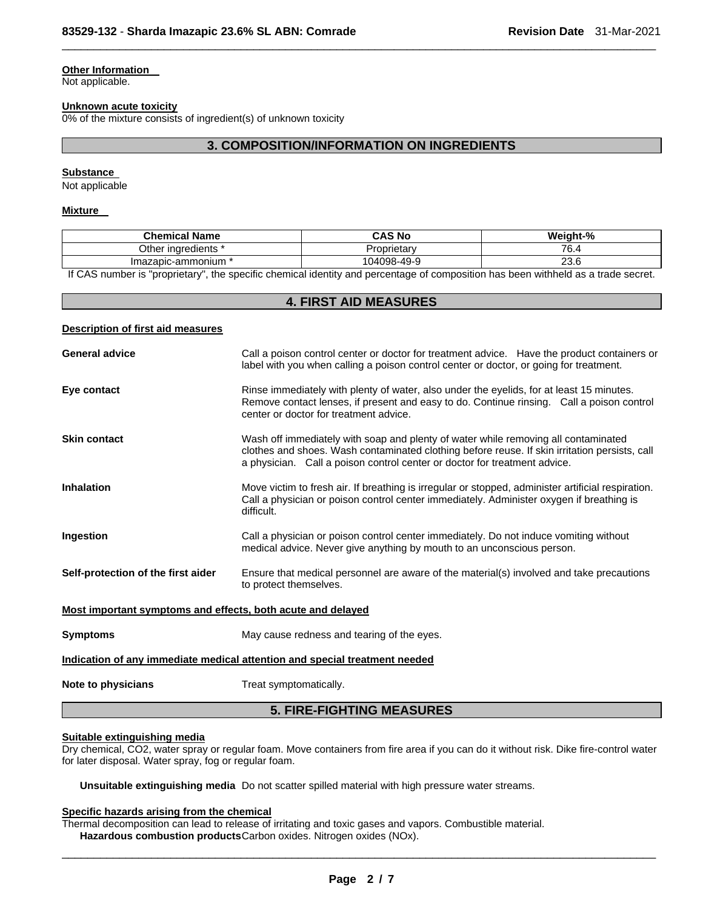**Other Information**
Not applicable.

**Unknown acute toxicity**
0% of the mixture consists of ingredient(s) of unknown toxicity

## 3. COMPOSITION/INFORMATION ON INGREDIENTS

**Substance**
Not applicable

**Mixture**

| Chemical Name | CAS No | Weight-% |
|---|---|---|
| Other ingredients * | Proprietary | 76.4 |
| Imazapic-ammonium * | 104098-49-9 | 23.6 |

If CAS number is "proprietary", the specific chemical identity and percentage of composition has been withheld as a trade secret.

## 4. FIRST AID MEASURES

**Description of first aid measures**

**General advice** Call a poison control center or doctor for treatment advice. Have the product containers or label with you when calling a poison control center or doctor, or going for treatment.

**Eye contact** Rinse immediately with plenty of water, also under the eyelids, for at least 15 minutes. Remove contact lenses, if present and easy to do. Continue rinsing. Call a poison control center or doctor for treatment advice.

**Skin contact** Wash off immediately with soap and plenty of water while removing all contaminated clothes and shoes. Wash contaminated clothing before reuse. If skin irritation persists, call a physician. Call a poison control center or doctor for treatment advice.

**Inhalation** Move victim to fresh air. If breathing is irregular or stopped, administer artificial respiration. Call a physician or poison control center immediately. Administer oxygen if breathing is difficult.

**Ingestion** Call a physician or poison control center immediately. Do not induce vomiting without medical advice. Never give anything by mouth to an unconscious person.

**Self-protection of the first aider** Ensure that medical personnel are aware of the material(s) involved and take precautions to protect themselves.

**Most important symptoms and effects, both acute and delayed**

**Symptoms** May cause redness and tearing of the eyes.

**Indication of any immediate medical attention and special treatment needed**

**Note to physicians** Treat symptomatically.

## 5. FIRE-FIGHTING MEASURES

**Suitable extinguishing media**
Dry chemical, $CO_2$, water spray or regular foam. Move containers from fire area if you can do it without risk. Dike fire-control water for later disposal. Water spray, fog or regular foam.

**Unsuitable extinguishing media** Do not scatter spilled material with high pressure water streams.

**Specific hazards arising from the chemical**
Thermal decomposition can lead to release of irritating and toxic gases and vapors. Combustible material.

**Hazardous combustion products** Carbon oxides. Nitrogen oxides (NOx).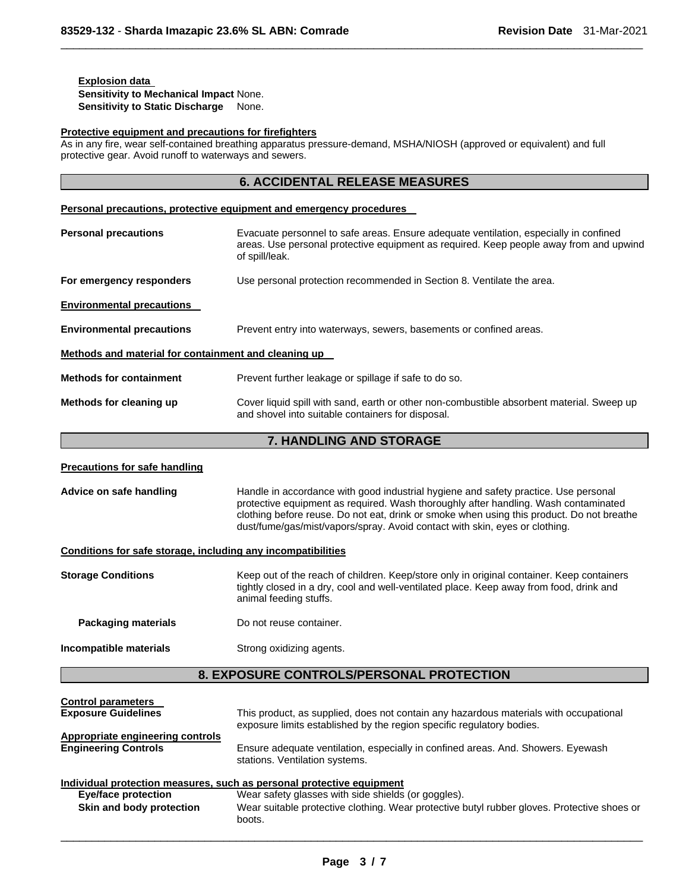**Explosion data**
**Sensitivity to Mechanical Impact** None.
**Sensitivity to Static Discharge** None.

**Protective equipment and precautions for firefighters**
As in any fire, wear self-contained breathing apparatus pressure-demand, MSHA/NIOSH (approved or equivalent) and full protective gear. Avoid runoff to waterways and sewers.

## 6. ACCIDENTAL RELEASE MEASURES

**Personal precautions, protective equipment and emergency procedures**

**Personal precautions** Evacuate personnel to safe areas. Ensure adequate ventilation, especially in confined areas. Use personal protective equipment as required. Keep people away from and upwind of spill/leak.

**For emergency responders** Use personal protection recommended in Section 8. Ventilate the area.

**Environmental precautions**

**Environmental precautions** Prevent entry into waterways, sewers, basements or confined areas.

**Methods and material for containment and cleaning up**

**Methods for containment** Prevent further leakage or spillage if safe to do so.

**Methods for cleaning up** Cover liquid spill with sand, earth or other non-combustible absorbent material. Sweep up and shovel into suitable containers for disposal.

## 7. HANDLING AND STORAGE

**Precautions for safe handling**

**Advice on safe handling** Handle in accordance with good industrial hygiene and safety practice. Use personal protective equipment as required. Wash thoroughly after handling. Wash contaminated clothing before reuse. Do not eat, drink or smoke when using this product. Do not breathe dust/fume/gas/mist/vapors/spray. Avoid contact with skin, eyes or clothing.

**Conditions for safe storage, including any incompatibilities**

**Storage Conditions** Keep out of the reach of children. Keep/store only in original container. Keep containers tightly closed in a dry, cool and well-ventilated place. Keep away from food, drink and animal feeding stuffs.

**Packaging materials** Do not reuse container.

**Incompatible materials** Strong oxidizing agents.

## 8. EXPOSURE CONTROLS/PERSONAL PROTECTION

**Control parameters**
**Exposure Guidelines** This product, as supplied, does not contain any hazardous materials with occupational exposure limits established by the region specific regulatory bodies.

**Appropriate engineering controls**
**Engineering Controls** Ensure adequate ventilation, especially in confined areas. And. Showers. Eyewash stations. Ventilation systems.

**Individual protection measures, such as personal protective equipment**
**Eye/face protection** Wear safety glasses with side shields (or goggles).
**Skin and body protection** Wear suitable protective clothing. Wear protective butyl rubber gloves. Protective shoes or boots.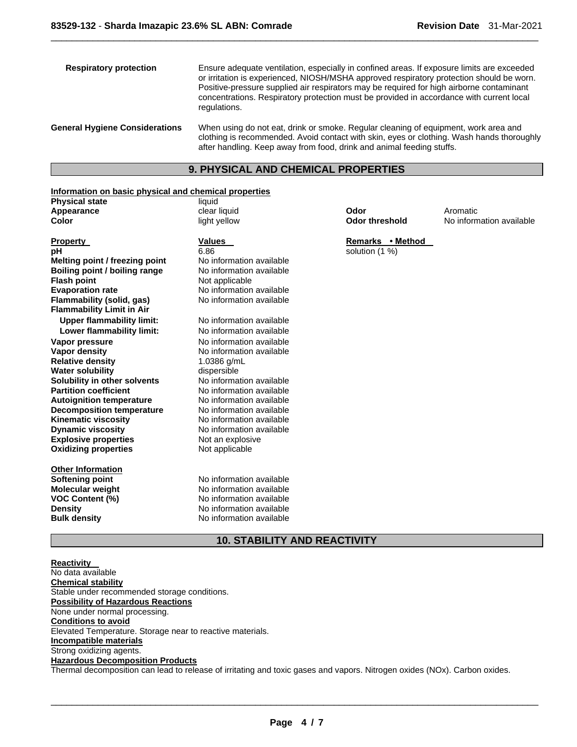**Respiratory protection** Ensure adequate ventilation, especially in confined areas. If exposure limits are exceeded or irritation is experienced, NIOSH/MSHA approved respiratory protection should be worn. Positive-pressure supplied air respirators may be required for high airborne contaminant concentrations. Respiratory protection must be provided in accordance with current local regulations.

**General Hygiene Considerations** When using do not eat, drink or smoke. Regular cleaning of equipment, work area and clothing is recommended. Avoid contact with skin, eyes or clothing. Wash hands thoroughly after handling. Keep away from food, drink and animal feeding stuffs.

## 9. PHYSICAL AND CHEMICAL PROPERTIES

**Information on basic physical and chemical properties**

| | | | |
|---|---|---|---|
| **Physical state** | liquid | | |
| **Appearance** | clear liquid | **Odor** | Aromatic |
| **Color** | light yellow | **Odor threshold** | No information available |

| **Property** | **Values** | **Remarks • Method** |
|---|---|---|
| **pH** | 6.86 | solution (1 %) |
| **Melting point / freezing point** | No information available | |
| **Boiling point / boiling range** | No information available | |
| **Flash point** | Not applicable | |
| **Evaporation rate** | No information available | |
| **Flammability (solid, gas)** | No information available | |
| **Flammability Limit in Air** | | |
| **Upper flammability limit:** | No information available | |
| **Lower flammability limit:** | No information available | |
| **Vapor pressure** | No information available | |
| **Vapor density** | No information available | |
| **Relative density** | 1.0386 g/mL | |
| **Water solubility** | dispersible | |
| **Solubility in other solvents** | No information available | |
| **Partition coefficient** | No information available | |
| **Autoignition temperature** | No information available | |
| **Decomposition temperature** | No information available | |
| **Kinematic viscosity** | No information available | |
| **Dynamic viscosity** | No information available | |
| **Explosive properties** | Not an explosive | |
| **Oxidizing properties** | Not applicable | |

**Other Information**

| | |
|---|---|
| **Softening point** | No information available |
| **Molecular weight** | No information available |
| **VOC Content (%)** | No information available |
| **Density** | No information available |
| **Bulk density** | No information available |

## 10. STABILITY AND REACTIVITY

**Reactivity**
No data available

**Chemical stability**
Stable under recommended storage conditions.

**Possibility of Hazardous Reactions**
None under normal processing.

**Conditions to avoid**
Elevated Temperature. Storage near to reactive materials.

**Incompatible materials**
Strong oxidizing agents.

**Hazardous Decomposition Products**
Thermal decomposition can lead to release of irritating and toxic gases and vapors. Nitrogen oxides (NOx). Carbon oxides.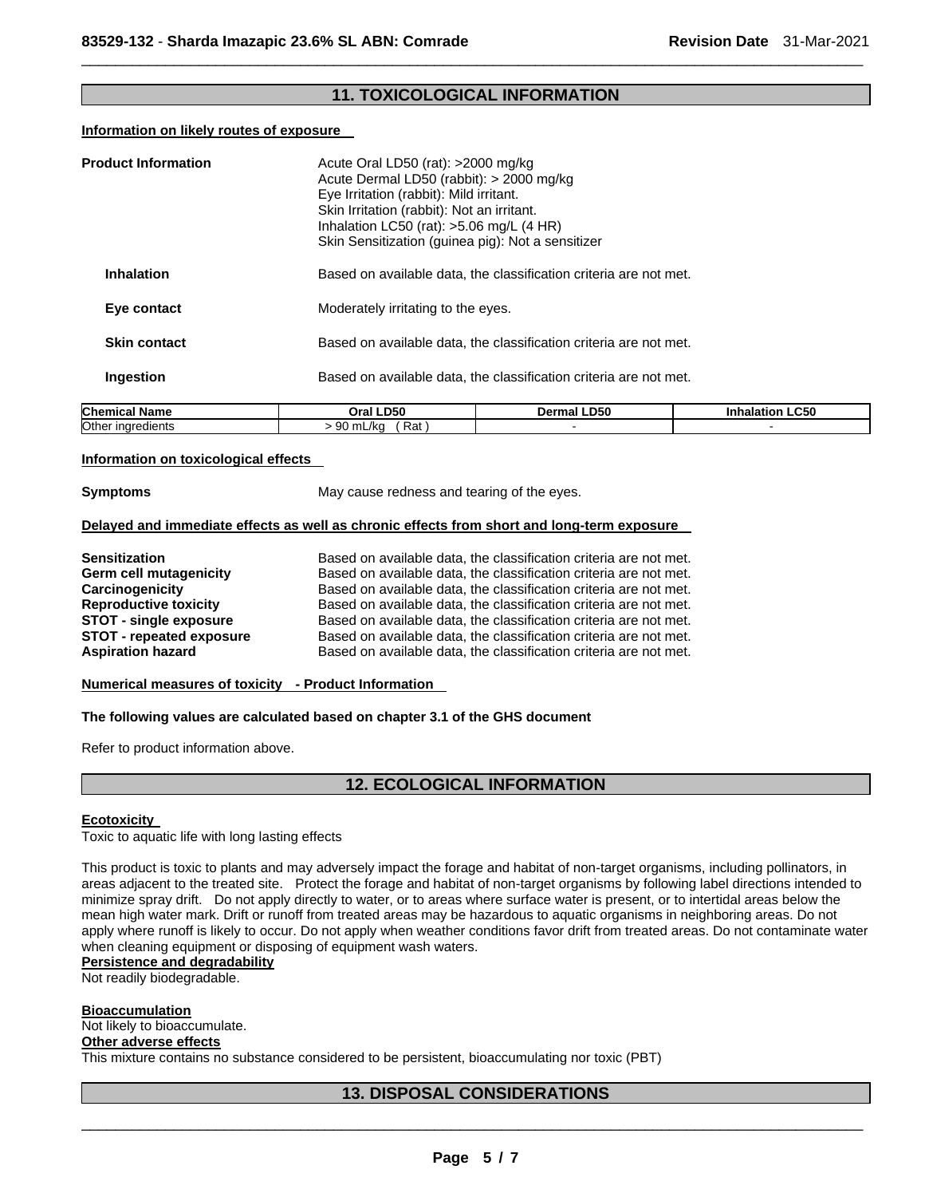## 11. TOXICOLOGICAL INFORMATION

**Information on likely routes of exposure**

**Product Information**

Acute Oral LD50 (rat): >2000 mg/kg
Acute Dermal LD50 (rabbit): > 2000 mg/kg
Eye Irritation (rabbit): Mild irritant.
Skin Irritation (rabbit): Not an irritant.
Inhalation LC50 (rat): >5.06 mg/L (4 HR)
Skin Sensitization (guinea pig): Not a sensitizer

**Inhalation** Based on available data, the classification criteria are not met.

**Eye contact** Moderately irritating to the eyes.

**Skin contact** Based on available data, the classification criteria are not met.

**Ingestion** Based on available data, the classification criteria are not met.

| Chemical Name | Oral LD50 | Dermal LD50 | Inhalation LC50 |
|---|---|---|---|
| Other ingredients | > 90 mL/kg ( Rat ) | - | - |

**Information on toxicological effects**

**Symptoms** May cause redness and tearing of the eyes.

**Delayed and immediate effects as well as chronic effects from short and long-term exposure**

**Sensitization** Based on available data, the classification criteria are not met.
**Germ cell mutagenicity** Based on available data, the classification criteria are not met.
**Carcinogenicity** Based on available data, the classification criteria are not met.
**Reproductive toxicity** Based on available data, the classification criteria are not met.
**STOT - single exposure** Based on available data, the classification criteria are not met.
**STOT - repeated exposure** Based on available data, the classification criteria are not met.
**Aspiration hazard** Based on available data, the classification criteria are not met.

**Numerical measures of toxicity - Product Information**

**The following values are calculated based on chapter 3.1 of the GHS document**

Refer to product information above.

## 12. ECOLOGICAL INFORMATION

**Ecotoxicity**
Toxic to aquatic life with long lasting effects

This product is toxic to plants and may adversely impact the forage and habitat of non-target organisms, including pollinators, in areas adjacent to the treated site. Protect the forage and habitat of non-target organisms by following label directions intended to minimize spray drift. Do not apply directly to water, or to areas where surface water is present, or to intertidal areas below the mean high water mark. Drift or runoff from treated areas may be hazardous to aquatic organisms in neighboring areas. Do not apply where runoff is likely to occur. Do not apply when weather conditions favor drift from treated areas. Do not contaminate water when cleaning equipment or disposing of equipment wash waters.

**Persistence and degradability**
Not readily biodegradable.

**Bioaccumulation**
Not likely to bioaccumulate.

**Other adverse effects**
This mixture contains no substance considered to be persistent, bioaccumulating nor toxic (PBT)

## 13. DISPOSAL CONSIDERATIONS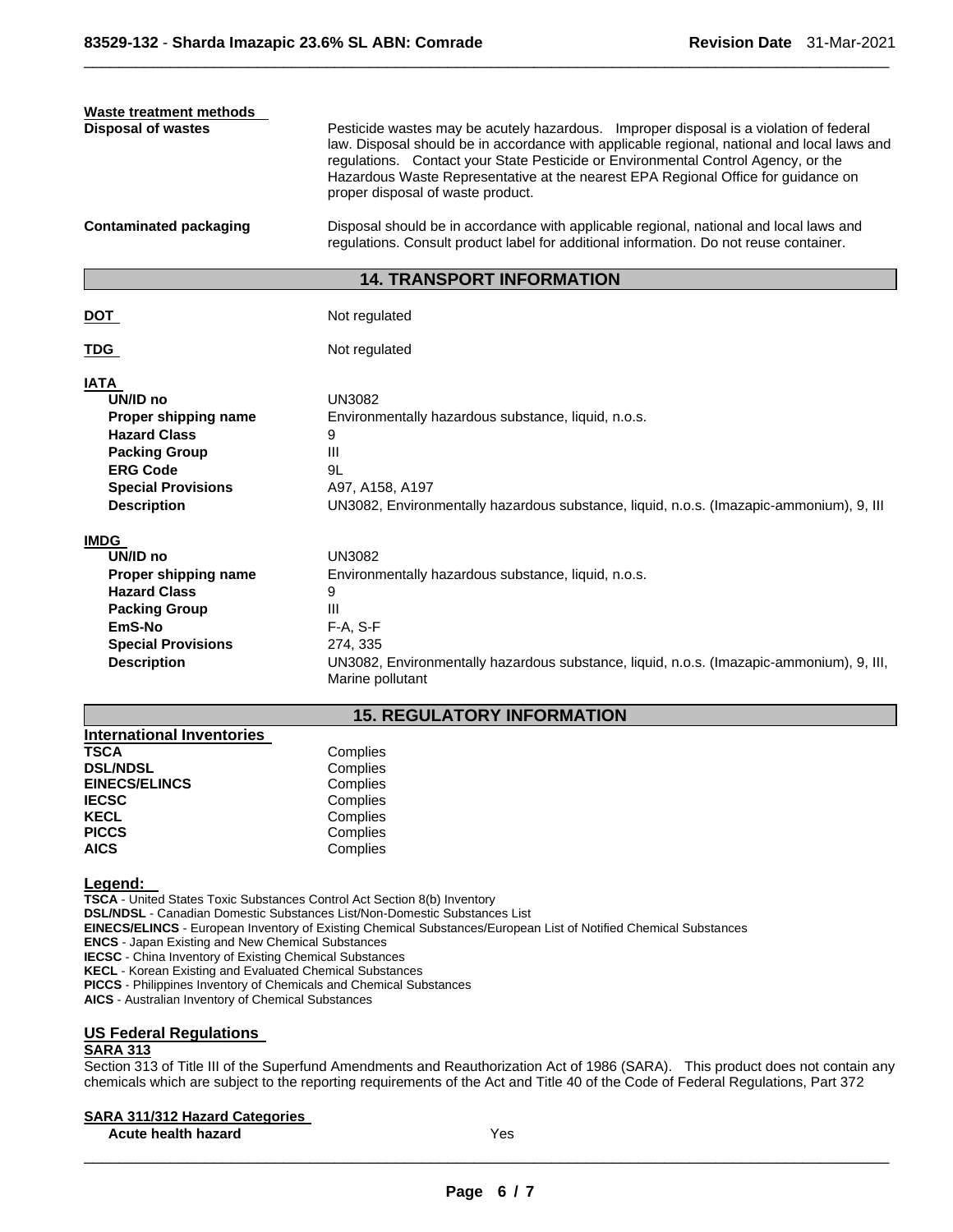**Waste treatment methods**

| | |
|---|---|
| **Disposal of wastes** | Pesticide wastes may be acutely hazardous. Improper disposal is a violation of federal law. Disposal should be in accordance with applicable regional, national and local laws and regulations. Contact your State Pesticide or Environmental Control Agency, or the Hazardous Waste Representative at the nearest EPA Regional Office for guidance on proper disposal of waste product. |
| **Contaminated packaging** | Disposal should be in accordance with applicable regional, national and local laws and regulations. Consult product label for additional information. Do not reuse container. |

## 14. TRANSPORT INFORMATION

**DOT** Not regulated

**TDG** Not regulated

**IATA**

| | |
|---|---|
| **UN/ID no** | UN3082 |
| **Proper shipping name** | Environmentally hazardous substance, liquid, n.o.s. |
| **Hazard Class** | 9 |
| **Packing Group** | III |
| **ERG Code** | 9L |
| **Special Provisions** | A97, A158, A197 |
| **Description** | UN3082, Environmentally hazardous substance, liquid, n.o.s. (Imazapic-ammonium), 9, III |

**IMDG**

| | |
|---|---|
| **UN/ID no** | UN3082 |
| **Proper shipping name** | Environmentally hazardous substance, liquid, n.o.s. |
| **Hazard Class** | 9 |
| **Packing Group** | III |
| **EmS-No** | F-A, S-F |
| **Special Provisions** | 274, 335 |
| **Description** | UN3082, Environmentally hazardous substance, liquid, n.o.s. (Imazapic-ammonium), 9, III, Marine pollutant |

## 15. REGULATORY INFORMATION

**International Inventories**

| | |
|---|---|
| **TSCA** | Complies |
| **DSL/NDSL** | Complies |
| **EINECS/ELINCS** | Complies |
| **IECSC** | Complies |
| **KECL** | Complies |
| **PICCS** | Complies |
| **AICS** | Complies |

**Legend:**

**TSCA** - United States Toxic Substances Control Act Section 8(b) Inventory
**DSL/NDSL** - Canadian Domestic Substances List/Non-Domestic Substances List
**EINECS/ELINCS** - European Inventory of Existing Chemical Substances/European List of Notified Chemical Substances
**ENCS** - Japan Existing and New Chemical Substances
**IECSC** - China Inventory of Existing Chemical Substances
**KECL** - Korean Existing and Evaluated Chemical Substances
**PICCS** - Philippines Inventory of Chemicals and Chemical Substances
**AICS** - Australian Inventory of Chemical Substances

### US Federal Regulations

**SARA 313**

Section 313 of Title III of the Superfund Amendments and Reauthorization Act of 1986 (SARA). This product does not contain any chemicals which are subject to the reporting requirements of the Act and Title 40 of the Code of Federal Regulations, Part 372

**SARA 311/312 Hazard Categories**

| | |
|---|---|
| **Acute health hazard** | Yes |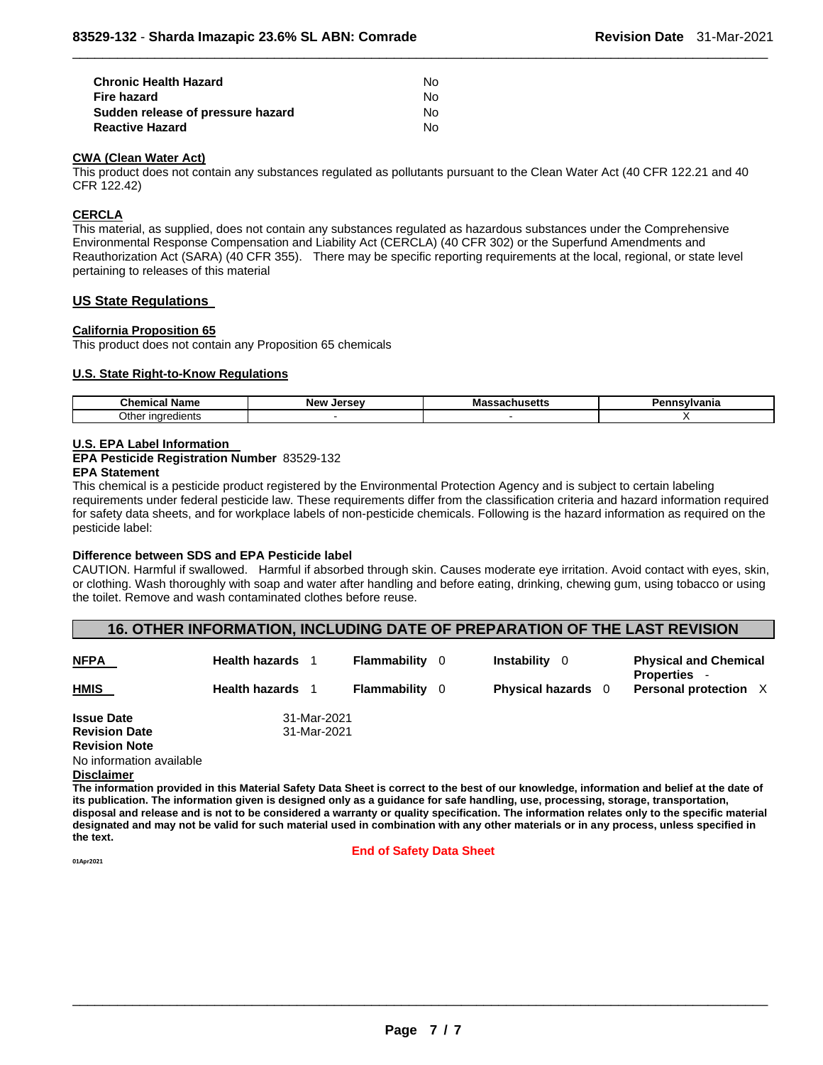| | |
|---|---|
| **Chronic Health Hazard** | No |
| **Fire hazard** | No |
| **Sudden release of pressure hazard** | No |
| **Reactive Hazard** | No |

**CWA (Clean Water Act)**

This product does not contain any substances regulated as pollutants pursuant to the Clean Water Act (40 CFR 122.21 and 40 CFR 122.42)

**CERCLA**

This material, as supplied, does not contain any substances regulated as hazardous substances under the Comprehensive Environmental Response Compensation and Liability Act (CERCLA) (40 CFR 302) or the Superfund Amendments and Reauthorization Act (SARA) (40 CFR 355). There may be specific reporting requirements at the local, regional, or state level pertaining to releases of this material

## US State Regulations

**California Proposition 65**

This product does not contain any Proposition 65 chemicals

**U.S. State Right-to-Know Regulations**

| Chemical Name | New Jersey | Massachusetts | Pennsylvania |
|---|---|---|---|
| Other ingredients | - | - | X |

**U.S. EPA Label Information**

**EPA Pesticide Registration Number** 83529-132

**EPA Statement**

This chemical is a pesticide product registered by the Environmental Protection Agency and is subject to certain labeling requirements under federal pesticide law. These requirements differ from the classification criteria and hazard information required for safety data sheets, and for workplace labels of non-pesticide chemicals. Following is the hazard information as required on the pesticide label:

**Difference between SDS and EPA Pesticide label**

CAUTION. Harmful if swallowed. Harmful if absorbed through skin. Causes moderate eye irritation. Avoid contact with eyes, skin, or clothing. Wash thoroughly with soap and water after handling and before eating, drinking, chewing gum, using tobacco or using the toilet. Remove and wash contaminated clothes before reuse.

## 16. OTHER INFORMATION, INCLUDING DATE OF PREPARATION OF THE LAST REVISION

| | | | | |
|---|---|---|---|---|
| **NFPA** | **Health hazards** 1 | **Flammability** 0 | **Instability** 0 | **Physical and Chemical Properties** - |
| **HMIS** | **Health hazards** 1 | **Flammability** 0 | **Physical hazards** 0 | **Personal protection** X |

**Issue Date** 31-Mar-2021
**Revision Date** 31-Mar-2021
**Revision Note**
No information available

**Disclaimer**

**The information provided in this Material Safety Data Sheet is correct to the best of our knowledge, information and belief at the date of its publication. The information given is designed only as a guidance for safe handling, use, processing, storage, transportation, disposal and release and is not to be considered a warranty or quality specification. The information relates only to the specific material designated and may not be valid for such material used in combination with any other materials or in any process, unless specified in the text.**

**End of Safety Data Sheet**

01Apr2021